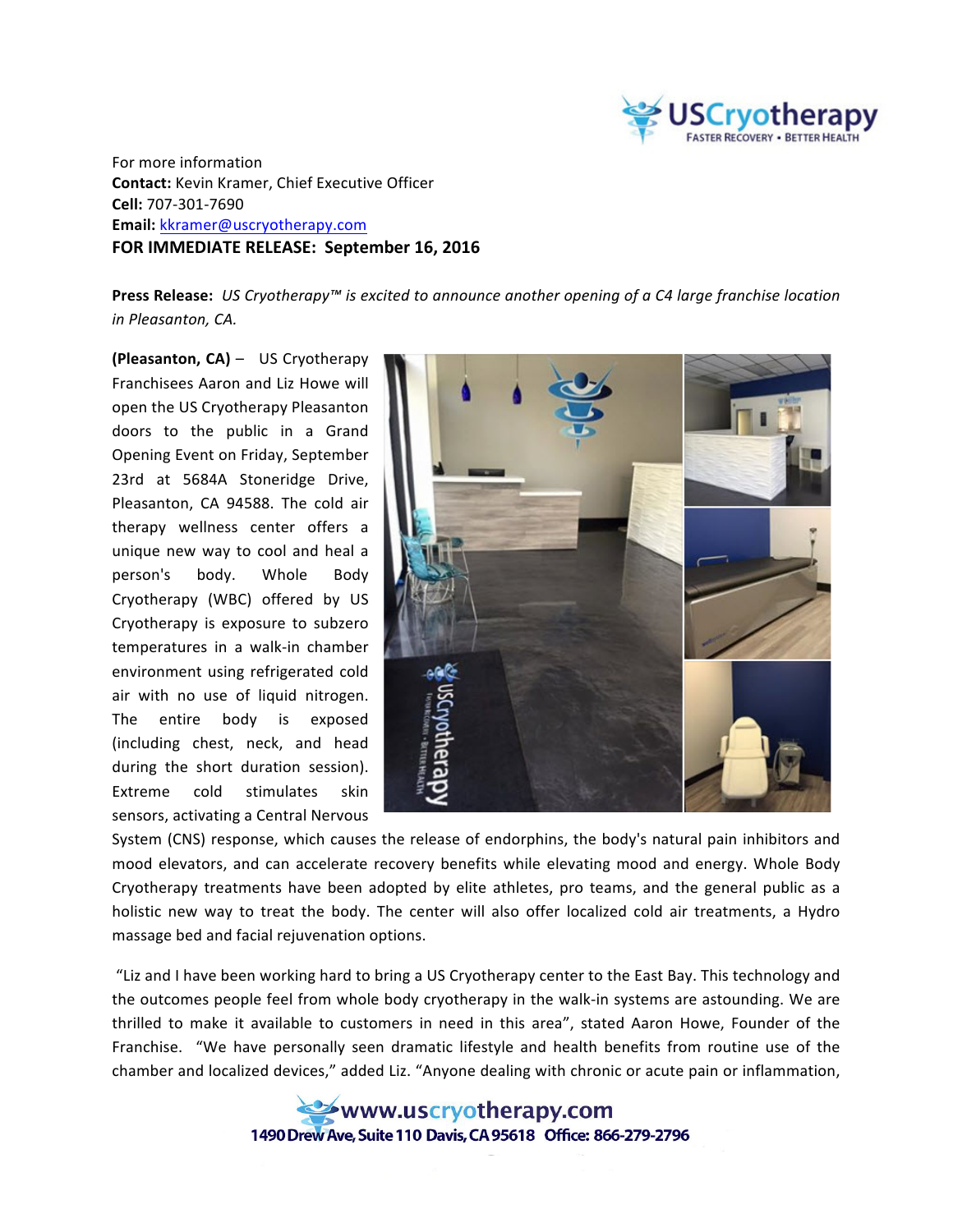USCryotherapy
FASTER RECOVERY • BETTER HEALTH

For more information
**Contact:** Kevin Kramer, Chief Executive Officer
**Cell:** 707-301-7690
**Email:** kkramer@uscryotherapy.com
**FOR IMMEDIATE RELEASE: September 16, 2016**

**Press Release:** *US Cryotherapy™ is excited to announce another opening of a C4 large franchise location in Pleasanton, CA.*

**(Pleasanton, CA)** – US Cryotherapy Franchisees Aaron and Liz Howe will open the US Cryotherapy Pleasanton doors to the public in a Grand Opening Event on Friday, September 23rd at 5684A Stoneridge Drive, Pleasanton, CA 94588. The cold air therapy wellness center offers a unique new way to cool and heal a person's body. Whole Body Cryotherapy (WBC) offered by US Cryotherapy is exposure to subzero temperatures in a walk-in chamber environment using refrigerated cold air with no use of liquid nitrogen. The entire body is exposed (including chest, neck, and head during the short duration session). Extreme cold stimulates skin sensors, activating a Central Nervous System (CNS) response, which causes the release of endorphins, the body's natural pain inhibitors and mood elevators, and can accelerate recovery benefits while elevating mood and energy. Whole Body Cryotherapy treatments have been adopted by elite athletes, pro teams, and the general public as a holistic new way to treat the body. The center will also offer localized cold air treatments, a Hydro massage bed and facial rejuvenation options.

"Liz and I have been working hard to bring a US Cryotherapy center to the East Bay. This technology and the outcomes people feel from whole body cryotherapy in the walk-in systems are astounding. We are thrilled to make it available to customers in need in this area", stated Aaron Howe, Founder of the Franchise. "We have personally seen dramatic lifestyle and health benefits from routine use of the chamber and localized devices," added Liz. "Anyone dealing with chronic or acute pain or inflammation,

www.uscryotherapy.com
1490 Drew Ave, Suite 110 Davis, CA 95618 Office: 866-279-2796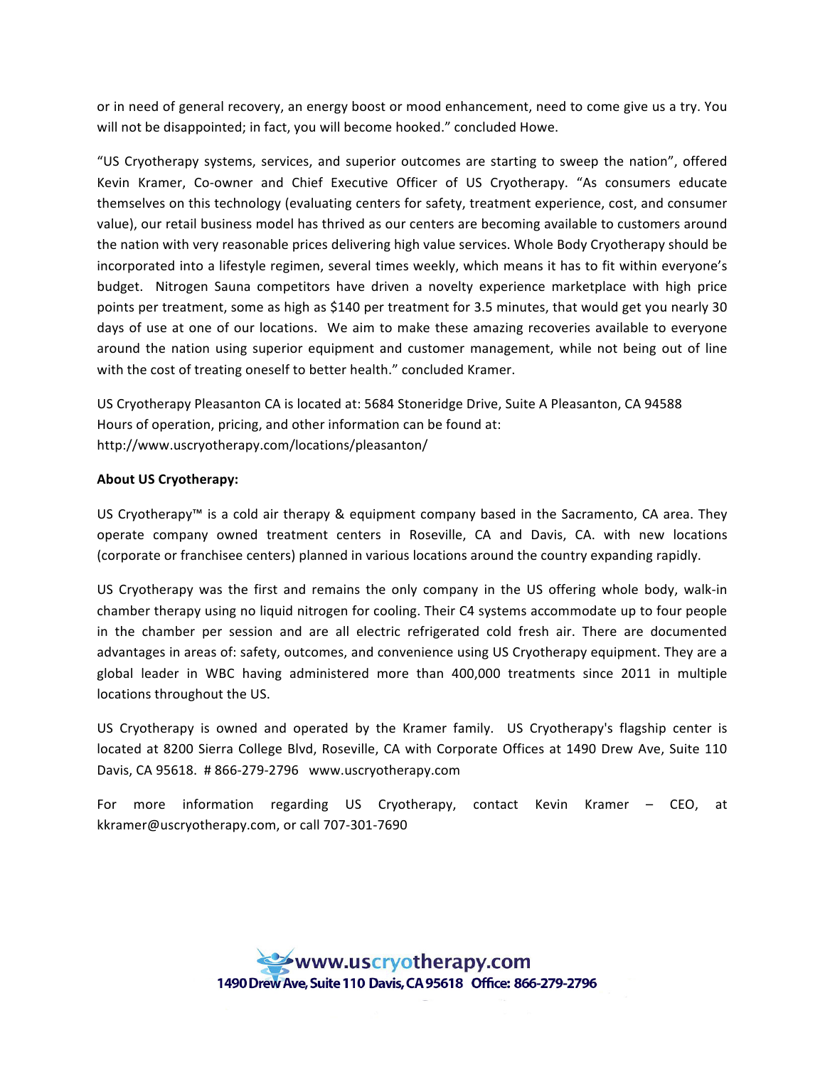or in need of general recovery, an energy boost or mood enhancement, need to come give us a try. You will not be disappointed; in fact, you will become hooked." concluded Howe.

"US Cryotherapy systems, services, and superior outcomes are starting to sweep the nation", offered Kevin Kramer, Co-owner and Chief Executive Officer of US Cryotherapy. "As consumers educate themselves on this technology (evaluating centers for safety, treatment experience, cost, and consumer value), our retail business model has thrived as our centers are becoming available to customers around the nation with very reasonable prices delivering high value services. Whole Body Cryotherapy should be incorporated into a lifestyle regimen, several times weekly, which means it has to fit within everyone's budget. Nitrogen Sauna competitors have driven a novelty experience marketplace with high price points per treatment, some as high as $140 per treatment for 3.5 minutes, that would get you nearly 30 days of use at one of our locations. We aim to make these amazing recoveries available to everyone around the nation using superior equipment and customer management, while not being out of line with the cost of treating oneself to better health." concluded Kramer.

US Cryotherapy Pleasanton CA is located at: 5684 Stoneridge Drive, Suite A Pleasanton, CA 94588
Hours of operation, pricing, and other information can be found at:
http://www.uscryotherapy.com/locations/pleasanton/

**About US Cryotherapy:**

US Cryotherapy™ is a cold air therapy & equipment company based in the Sacramento, CA area. They operate company owned treatment centers in Roseville, CA and Davis, CA. with new locations (corporate or franchisee centers) planned in various locations around the country expanding rapidly.

US Cryotherapy was the first and remains the only company in the US offering whole body, walk-in chamber therapy using no liquid nitrogen for cooling. Their C4 systems accommodate up to four people in the chamber per session and are all electric refrigerated cold fresh air. There are documented advantages in areas of: safety, outcomes, and convenience using US Cryotherapy equipment. They are a global leader in WBC having administered more than 400,000 treatments since 2011 in multiple locations throughout the US.

US Cryotherapy is owned and operated by the Kramer family. US Cryotherapy's flagship center is located at 8200 Sierra College Blvd, Roseville, CA with Corporate Offices at 1490 Drew Ave, Suite 110 Davis, CA 95618. # 866-279-2796 www.uscryotherapy.com

For more information regarding US Cryotherapy, contact Kevin Kramer – CEO, at kkramer@uscryotherapy.com, or call 707-301-7690

www.uscryotherapy.com
1490 Drew Ave, Suite 110 Davis, CA 95618 Office: 866-279-2796